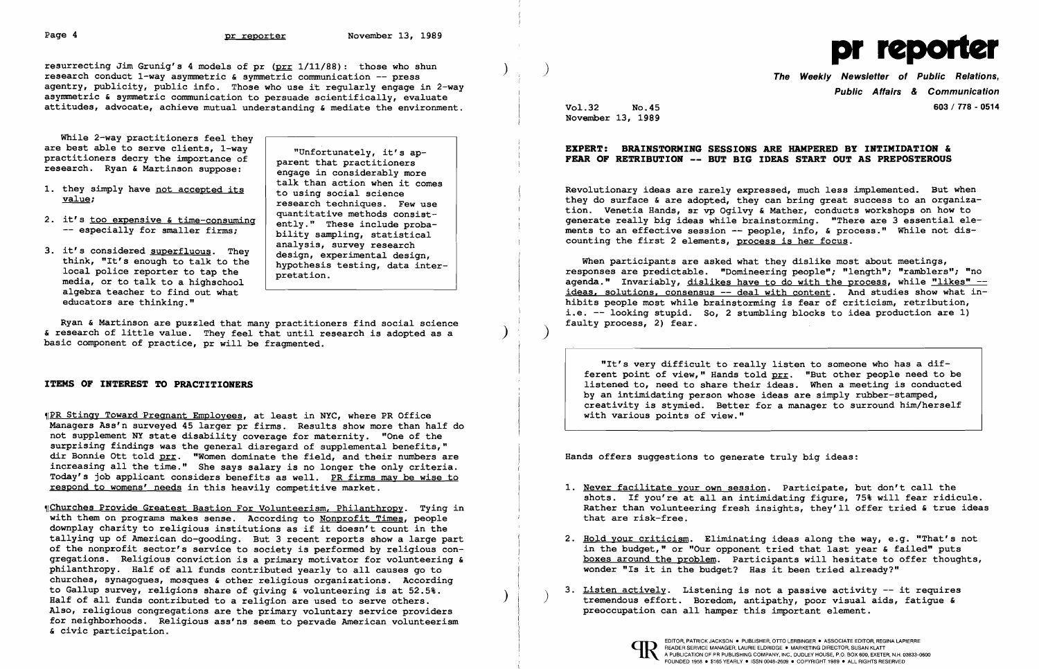resurrecting Jim Grunig's 4 models of pr (prr 1/11/88): those who shun research conduct 1-way asymmetric & symmetric communication -- press agentry, publicity, public info. Those who use it regularly engage in 2-way asymmetric & symmetric communication to persuade scientifically, evaluate attitudes, advocate, achieve mutual understanding & mediate the environment.

While 2-way practitioners feel they are best able to serve clients, 1-way practitioners decry the importance of research. Ryan & Martinson suppose:

1. they simply have not accepted its value;
2. it's too expensive & time-consuming -- especially for smaller firms;
3. it's considered superfluous. They think, "It's enough to talk to the local police reporter to tap the media, or to talk to a highschool algebra teacher to find out what educators are thinking."

> "Unfortunately, it's apparent that practitioners engage in considerably more talk than action when it comes to using social science research techniques. Few use quantitative methods consistently." These include probability sampling, statistical analysis, survey research design, experimental design, hypothesis testing, data interpretation.

Ryan & Martinson are puzzled that many practitioners find social science & research of little value. They feel that until research is adopted as a basic component of practice, pr will be fragmented.

## ITEMS OF INTEREST TO PRACTITIONERS

¶PR Stingy Toward Pregnant Employees, at least in NYC, where PR Office Managers Ass'n surveyed 45 larger pr firms. Results show more than half do not supplement NY state disability coverage for maternity. "One of the surprising findings was the general disregard of supplemental benefits," dir Bonnie Ott told prr. "Women dominate the field, and their numbers are increasing all the time." She says salary is no longer the only criteria. Today's job applicant considers benefits as well. PR firms may be wise to respond to womens' needs in this heavily competitive market.

¶Churches Provide Greatest Bastion For Volunteerism, Philanthropy. Tying in with them on programs makes sense. According to Nonprofit Times, people downplay charity to religious institutions as if it doesn't count in the tallying up of American do-gooding. But 3 recent reports show a large part of the nonprofit sector's service to society is performed by religious congregations. Religious conviction is a primary motivator for volunteering & philanthropy. Half of all funds contributed yearly to all causes go to churches, synagogues, mosques & other religious organizations. According to Gallup survey, religions share of giving & volunteering is at 52.5%. Half of all funds contributed to a religion are used to serve others. Also, religious congregations are the primary voluntary service providers for neighborhoods. Religious ass'ns seem to pervade American volunteerism & civic participation.

# pr reporter

**The Weekly Newsletter of Public Relations, Public Affairs & Communication**

603 / 778 - 0514

Vol.32 No.45
November 13, 1989

## EXPERT: BRAINSTORMING SESSIONS ARE HAMPERED BY INTIMIDATION & FEAR OF RETRIBUTION -- BUT BIG IDEAS START OUT AS PREPOSTEROUS

Revolutionary ideas are rarely expressed, much less implemented. But when they do surface & are adopted, they can bring great success to an organization. Venetia Hands, sr vp Ogilvy & Mather, conducts workshops on how to generate really big ideas while brainstorming. "There are 3 essential elements to an effective session -- people, info, & process." While not discounting the first 2 elements, process is her focus.

When participants are asked what they dislike most about meetings, responses are predictable. "Domineering people"; "length"; "ramblers"; "no agenda." Invariably, dislikes have to do with the process, while "likes" -- ideas, solutions, consensus -- deal with content. And studies show what inhibits people most while brainstorming is fear of criticism, retribution, i.e. -- looking stupid. So, 2 stumbling blocks to idea production are 1) faulty process, 2) fear.

> "It's very difficult to really listen to someone who has a different point of view," Hands told prr. "But other people need to be listened to, need to share their ideas. When a meeting is conducted by an intimidating person whose ideas are simply rubber-stamped, creativity is stymied. Better for a manager to surround him/herself with various points of view."

Hands offers suggestions to generate truly big ideas:

1. Never facilitate your own session. Participate, but don't call the shots. If you're at all an intimidating figure, 75% will fear ridicule. Rather than volunteering fresh insights, they'll offer tried & true ideas that are risk-free.
2. Hold your criticism. Eliminating ideas along the way, e.g. "That's not in the budget," or "Our opponent tried that last year & failed" puts boxes around the problem. Participants will hesitate to offer thoughts, wonder "Is it in the budget? Has it been tried already?"
3. Listen actively. Listening is not a passive activity -- it requires tremendous effort. Boredom, antipathy, poor visual aids, fatigue & preoccupation can all hamper this important element.

EDITOR, PATRICK JACKSON • PUBLISHER, OTTO LERBINGER • ASSOCIATE EDITOR, REGINA LAPIERRE
READER SERVICE MANAGER, LAURIE ELDRIDGE • MARKETING DIRECTOR, SUSAN KLATT
A PUBLICATION OF PR PUBLISHING COMPANY, INC., DUDLEY HOUSE, P.O. BOX 600, EXETER, N.H. 03833-0600
FOUNDED 1958 • $165 YEARLY • ISSN 0048-2609 • COPYRIGHT 1989 • ALL RIGHTS RESERVED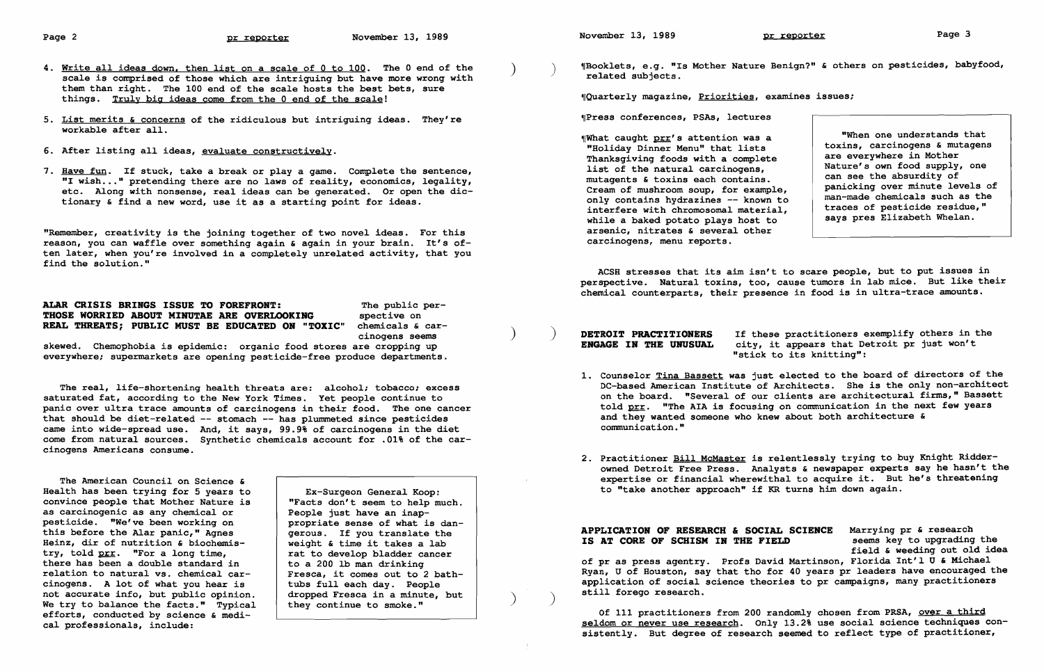4. Write all ideas down, then list on a scale of 0 to 100. The 0 end of the scale is comprised of those which are intriguing but have more wrong with them than right. The 100 end of the scale hosts the best bets, sure things. Truly big ideas come from the 0 end of the scale!

5. List merits & concerns of the ridiculous but intriguing ideas. They're workable after all.

6. After listing all ideas, evaluate constructively.

7. Have fun. If stuck, take a break or play a game. Complete the sentence, "I wish..." pretending there are no laws of reality, economics, legality, etc. Along with nonsense, real ideas can be generated. Or open the dictionary & find a new word, use it as a starting point for ideas.

"Remember, creativity is the joining together of two novel ideas. For this reason, you can waffle over something again & again in your brain. It's often later, when you're involved in a completely unrelated activity, that you find the solution."

**ALAR CRISIS BRINGS ISSUE TO FOREFRONT: THOSE WORRIED ABOUT MINUTAE ARE OVERLOOKING REAL THREATS; PUBLIC MUST BE EDUCATED ON "TOXIC"**

The public perspective on chemicals & carcinogens seems skewed. Chemophobia is epidemic: organic food stores are cropping up everywhere; supermarkets are opening pesticide-free produce departments.

The real, life-shortening health threats are: alcohol; tobacco; excess saturated fat, according to the New York Times. Yet people continue to panic over ultra trace amounts of carcinogens in their food. The one cancer that should be diet-related -- stomach -- has plummeted since pesticides came into wide-spread use. And, it says, 99.9% of carcinogens in the diet come from natural sources. Synthetic chemicals account for .01% of the carcinogens Americans consume.

The American Council on Science & Health has been trying for 5 years to convince people that Mother Nature is as carcinogenic as any chemical or pesticide. "We've been working on this before the Alar panic," Agnes Heinz, dir of nutrition & biochemistry, told prr. "For a long time, there has been a double standard in relation to natural vs. chemical carcinogens. A lot of what you hear is not accurate info, but public opinion. We try to balance the facts." Typical efforts, conducted by science & medical professionals, include:

> Ex-Surgeon General Koop: "Facts don't seem to help much. People just have an inappropriate sense of what is dangerous. If you translate the weight & time it takes a lab rat to develop bladder cancer to a 200 lb man drinking Fresca, it comes out to 2 bathtubs full each day. People dropped Fresca in a minute, but they continue to smoke."

¶Booklets, e.g. "Is Mother Nature Benign?" & others on pesticides, babyfood, related subjects.

¶Quarterly magazine, Priorities, examines issues;

¶Press conferences, PSAs, lectures

¶What caught prr's attention was a "Holiday Dinner Menu" that lists Thanksgiving foods with a complete list of the natural carcinogens, mutagens & toxins each contains. Cream of mushroom soup, for example, only contains hydrazines -- known to interfere with chromosomal material, while a baked potato plays host to arsenic, nitrates & several other carcinogens, menu reports.

> "When one understands that toxins, carcinogens & mutagens are everywhere in Mother Nature's own food supply, one can see the absurdity of panicking over minute levels of man-made chemicals such as the traces of pesticide residue," says pres Elizabeth Whelan.

ACSH stresses that its aim isn't to scare people, but to put issues in perspective. Natural toxins, too, cause tumors in lab mice. But like their chemical counterparts, their presence in food is in ultra-trace amounts.

**DETROIT PRACTITIONERS ENGAGE IN THE UNUSUAL**

If these practitioners exemplify others in the city, it appears that Detroit pr just won't "stick to its knitting":

1. Counselor Tina Bassett was just elected to the board of directors of the DC-based American Institute of Architects. She is the only non-architect on the board. "Several of our clients are architectural firms," Bassett told prr. "The AIA is focusing on communication in the next few years and they wanted someone who knew about both architecture & communication."

2. Practitioner Bill McMaster is relentlessly trying to buy Knight Ridder-owned Detroit Free Press. Analysts & newspaper experts say he hasn't the expertise or financial wherewithal to acquire it. But he's threatening to "take another approach" if KR turns him down again.

**APPLICATION OF RESEARCH & SOCIAL SCIENCE IS AT CORE OF SCHISM IN THE FIELD**

Marrying pr & research seems key to upgrading the field & weeding out old idea of pr as press agentry. Profs David Martinson, Florida Int'l U & Michael Ryan, U of Houston, say that tho for 40 years pr leaders have encouraged the application of social science theories to pr campaigns, many practitioners still forego research.

Of 111 practitioners from 200 randomly chosen from PRSA, over a third seldom or never use research. Only 13.2% use social science techniques consistently. But degree of research seemed to reflect type of practitioner,